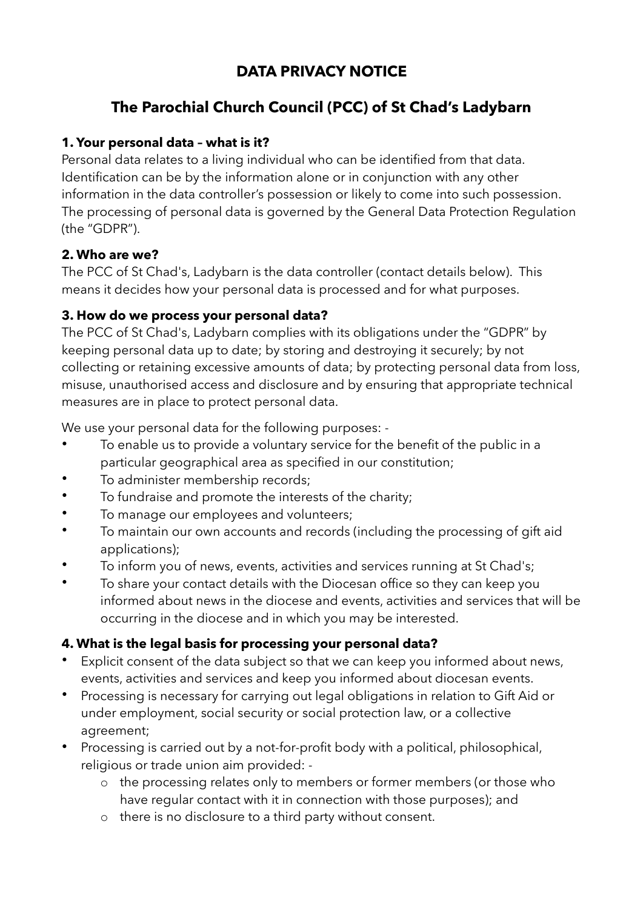# DATA PRIVACY NOTICE

## The Parochial Church Council (PCC) of St Chad's Ladybarn

### 1. Your personal data – what is it?

Personal data relates to a living individual who can be identified from that data. Identification can be by the information alone or in conjunction with any other information in the data controller's possession or likely to come into such possession. The processing of personal data is governed by the General Data Protection Regulation (the "GDPR").

### 2. Who are we?

The PCC of St Chad's, Ladybarn is the data controller (contact details below). This means it decides how your personal data is processed and for what purposes.

### 3. How do we process your personal data?

The PCC of St Chad's, Ladybarn complies with its obligations under the "GDPR" by keeping personal data up to date; by storing and destroying it securely; by not collecting or retaining excessive amounts of data; by protecting personal data from loss, misuse, unauthorised access and disclosure and by ensuring that appropriate technical measures are in place to protect personal data.

We use your personal data for the following purposes: -

- To enable us to provide a voluntary service for the benefit of the public in a particular geographical area as specified in our constitution;
- To administer membership records;
- To fundraise and promote the interests of the charity;
- To manage our employees and volunteers;
- To maintain our own accounts and records (including the processing of gift aid applications);
- To inform you of news, events, activities and services running at St Chad's;
- To share your contact details with the Diocesan office so they can keep you informed about news in the diocese and events, activities and services that will be occurring in the diocese and in which you may be interested.

### 4. What is the legal basis for processing your personal data?

- Explicit consent of the data subject so that we can keep you informed about news, events, activities and services and keep you informed about diocesan events.
- Processing is necessary for carrying out legal obligations in relation to Gift Aid or under employment, social security or social protection law, or a collective agreement;
- Processing is carried out by a not-for-profit body with a political, philosophical, religious or trade union aim provided: -
  - the processing relates only to members or former members (or those who have regular contact with it in connection with those purposes); and
  - there is no disclosure to a third party without consent.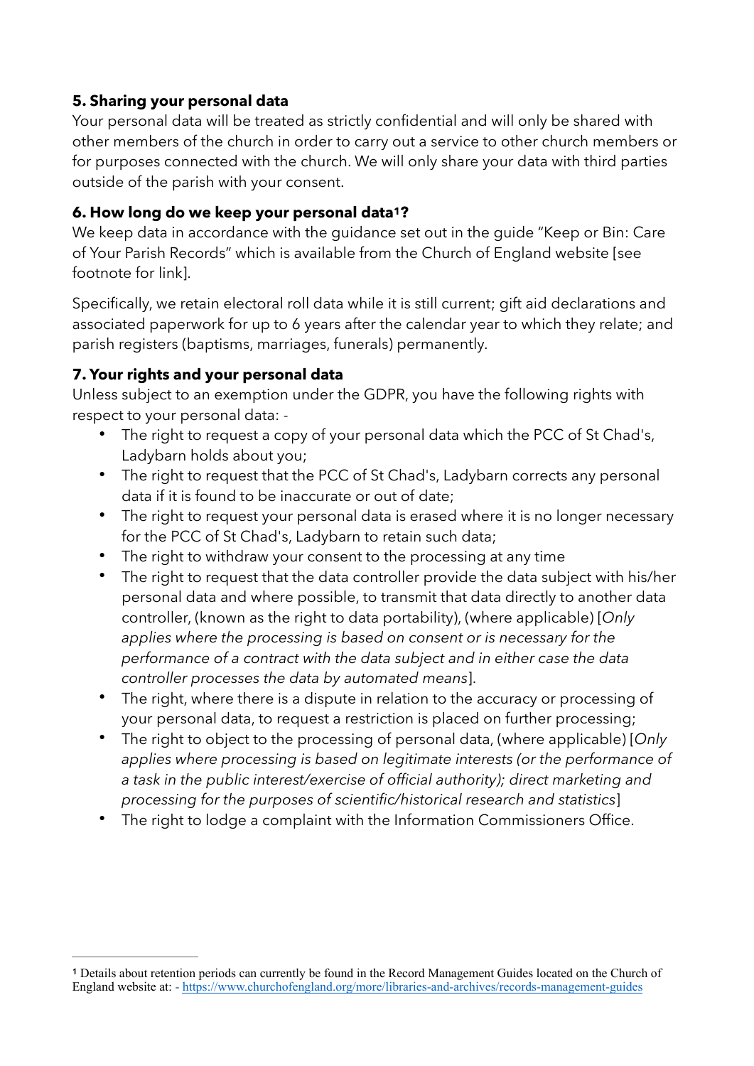### 5. Sharing your personal data

Your personal data will be treated as strictly confidential and will only be shared with other members of the church in order to carry out a service to other church members or for purposes connected with the church. We will only share your data with third parties outside of the parish with your consent.

### 6. How long do we keep your personal data[1]?

We keep data in accordance with the guidance set out in the guide "Keep or Bin: Care of Your Parish Records" which is available from the Church of England website [see footnote for link].

Specifically, we retain electoral roll data while it is still current; gift aid declarations and associated paperwork for up to 6 years after the calendar year to which they relate; and parish registers (baptisms, marriages, funerals) permanently.

### 7. Your rights and your personal data

Unless subject to an exemption under the GDPR, you have the following rights with respect to your personal data: -

- The right to request a copy of your personal data which the PCC of St Chad's, Ladybarn holds about you;
- The right to request that the PCC of St Chad's, Ladybarn corrects any personal data if it is found to be inaccurate or out of date;
- The right to request your personal data is erased where it is no longer necessary for the PCC of St Chad's, Ladybarn to retain such data;
- The right to withdraw your consent to the processing at any time
- The right to request that the data controller provide the data subject with his/her personal data and where possible, to transmit that data directly to another data controller, (known as the right to data portability), (where applicable) [*Only applies where the processing is based on consent or is necessary for the performance of a contract with the data subject and in either case the data controller processes the data by automated means*].
- The right, where there is a dispute in relation to the accuracy or processing of your personal data, to request a restriction is placed on further processing;
- The right to object to the processing of personal data, (where applicable) [*Only applies where processing is based on legitimate interests (or the performance of a task in the public interest/exercise of official authority); direct marketing and processing for the purposes of scientific/historical research and statistics*]
- The right to lodge a complaint with the Information Commissioners Office.

---

[1] Details about retention periods can currently be found in the Record Management Guides located on the Church of England website at: - https://www.churchofengland.org/more/libraries-and-archives/records-management-guides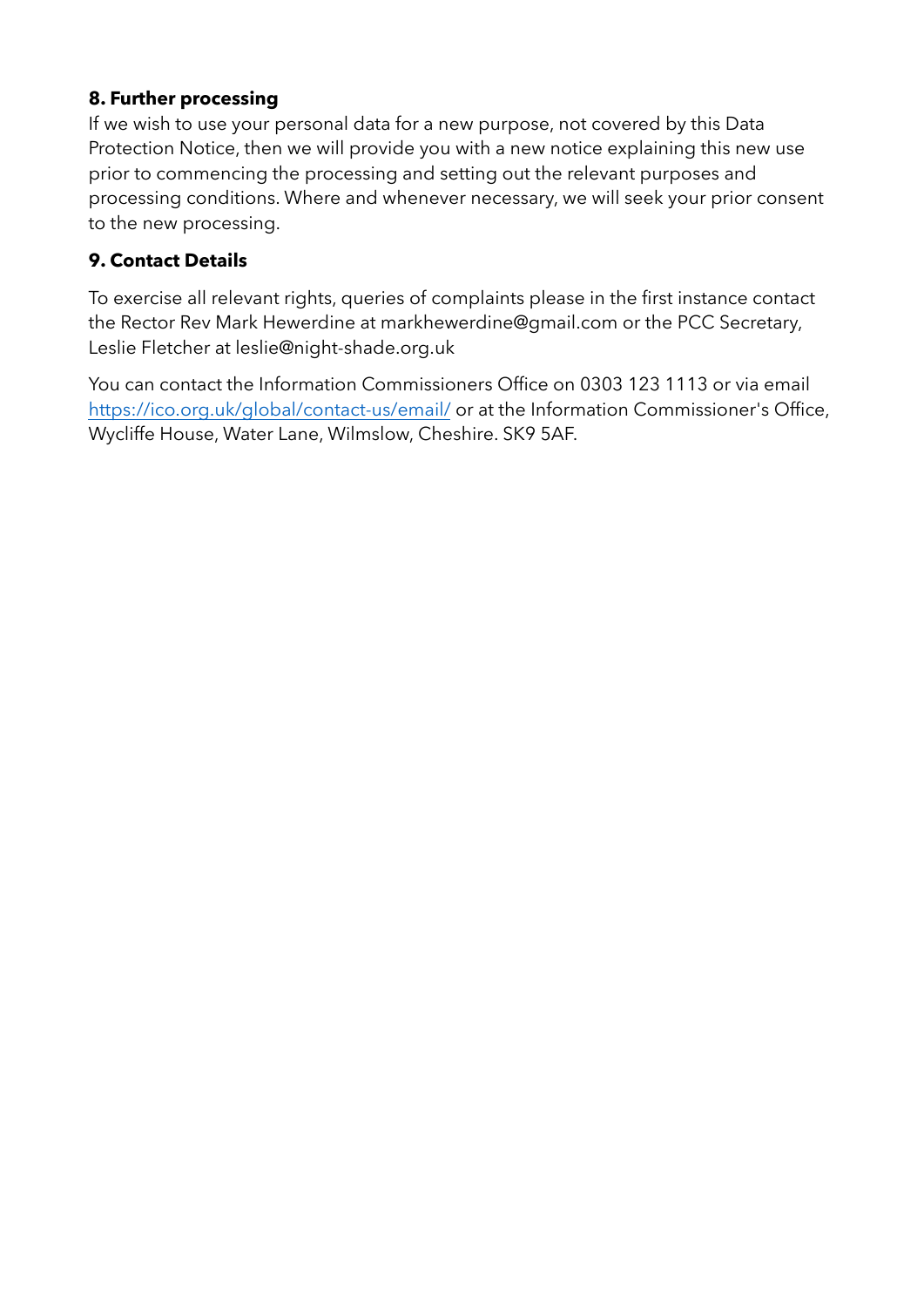**8. Further processing**

If we wish to use your personal data for a new purpose, not covered by this Data Protection Notice, then we will provide you with a new notice explaining this new use prior to commencing the processing and setting out the relevant purposes and processing conditions. Where and whenever necessary, we will seek your prior consent to the new processing.

**9. Contact Details**

To exercise all relevant rights, queries of complaints please in the first instance contact the Rector Rev Mark Hewerdine at markhewerdine@gmail.com or the PCC Secretary, Leslie Fletcher at leslie@night-shade.org.uk

You can contact the Information Commissioners Office on 0303 123 1113 or via email [https://ico.org.uk/global/contact-us/email/](https://ico.org.uk/global/contact-us/email/) or at the Information Commissioner's Office, Wycliffe House, Water Lane, Wilmslow, Cheshire. SK9 5AF.